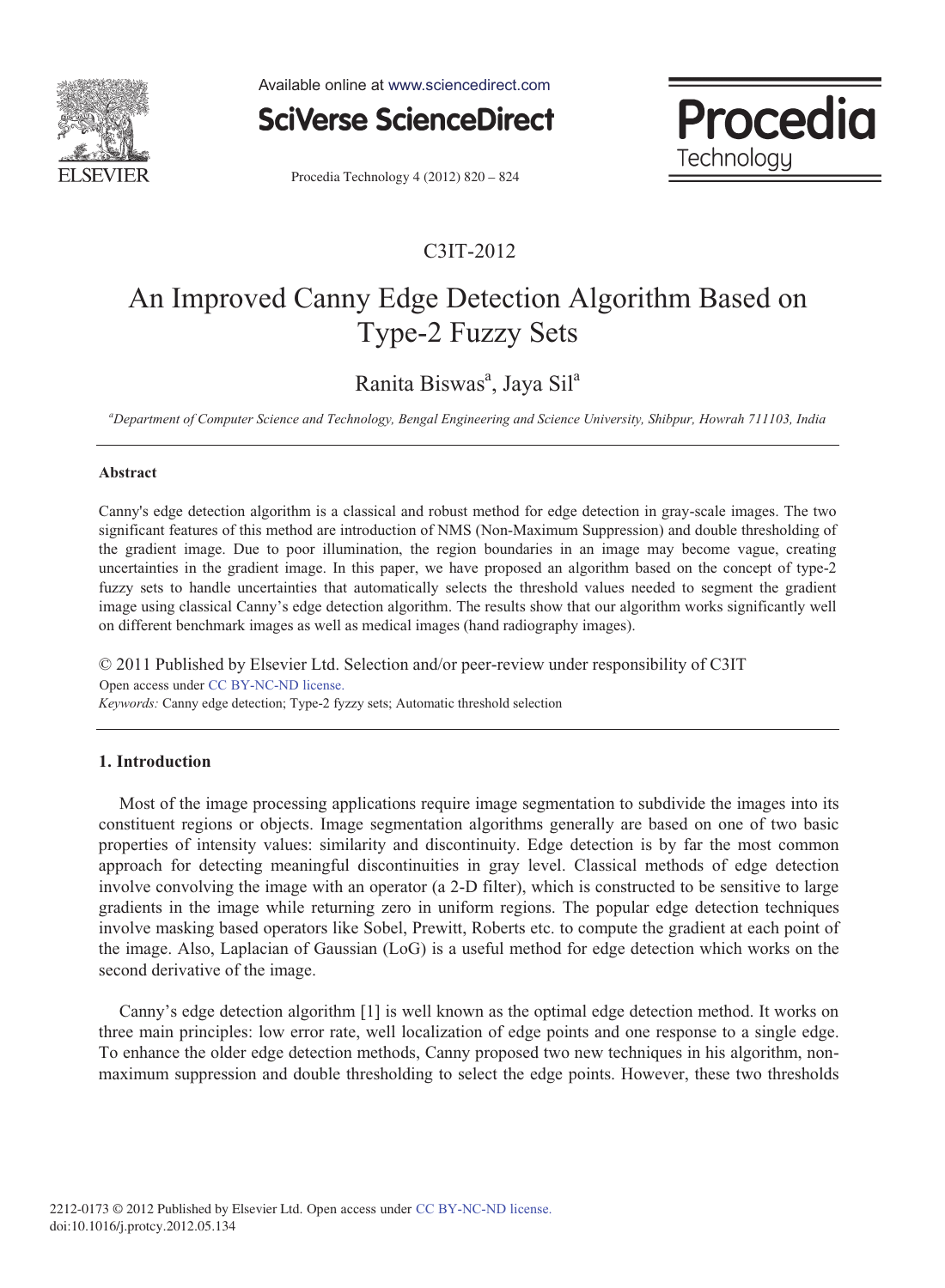C3IT-2012

# An Improved Canny Edge Detection Algorithm Based on Type-2 Fuzzy Sets

Ranita Biswas[a], Jaya Sil[a]

[a]*Department of Computer Science and Technology, Bengal Engineering and Science University, Shibpur, Howrah 711103, India*

---

### Abstract

Canny's edge detection algorithm is a classical and robust method for edge detection in gray-scale images. The two significant features of this method are introduction of NMS (Non-Maximum Suppression) and double thresholding of the gradient image. Due to poor illumination, the region boundaries in an image may become vague, creating uncertainties in the gradient image. In this paper, we have proposed an algorithm based on the concept of type-2 fuzzy sets to handle uncertainties that automatically selects the threshold values needed to segment the gradient image using classical Canny's edge detection algorithm. The results show that our algorithm works significantly well on different benchmark images as well as medical images (hand radiography images).

© 2011 Published by Elsevier Ltd. Selection and/or peer-review under responsibility of C3IT
Open access under CC BY-NC-ND license.

*Keywords:* Canny edge detection; Type-2 fyzzy sets; Automatic threshold selection

---

## 1. Introduction

Most of the image processing applications require image segmentation to subdivide the images into its constituent regions or objects. Image segmentation algorithms generally are based on one of two basic properties of intensity values: similarity and discontinuity. Edge detection is by far the most common approach for detecting meaningful discontinuities in gray level. Classical methods of edge detection involve convolving the image with an operator (a 2-D filter), which is constructed to be sensitive to large gradients in the image while returning zero in uniform regions. The popular edge detection techniques involve masking based operators like Sobel, Prewitt, Roberts etc. to compute the gradient at each point of the image. Also, Laplacian of Gaussian (LoG) is a useful method for edge detection which works on the second derivative of the image.

Canny's edge detection algorithm [1] is well known as the optimal edge detection method. It works on three main principles: low error rate, well localization of edge points and one response to a single edge. To enhance the older edge detection methods, Canny proposed two new techniques in his algorithm, non-maximum suppression and double thresholding to select the edge points. However, these two thresholds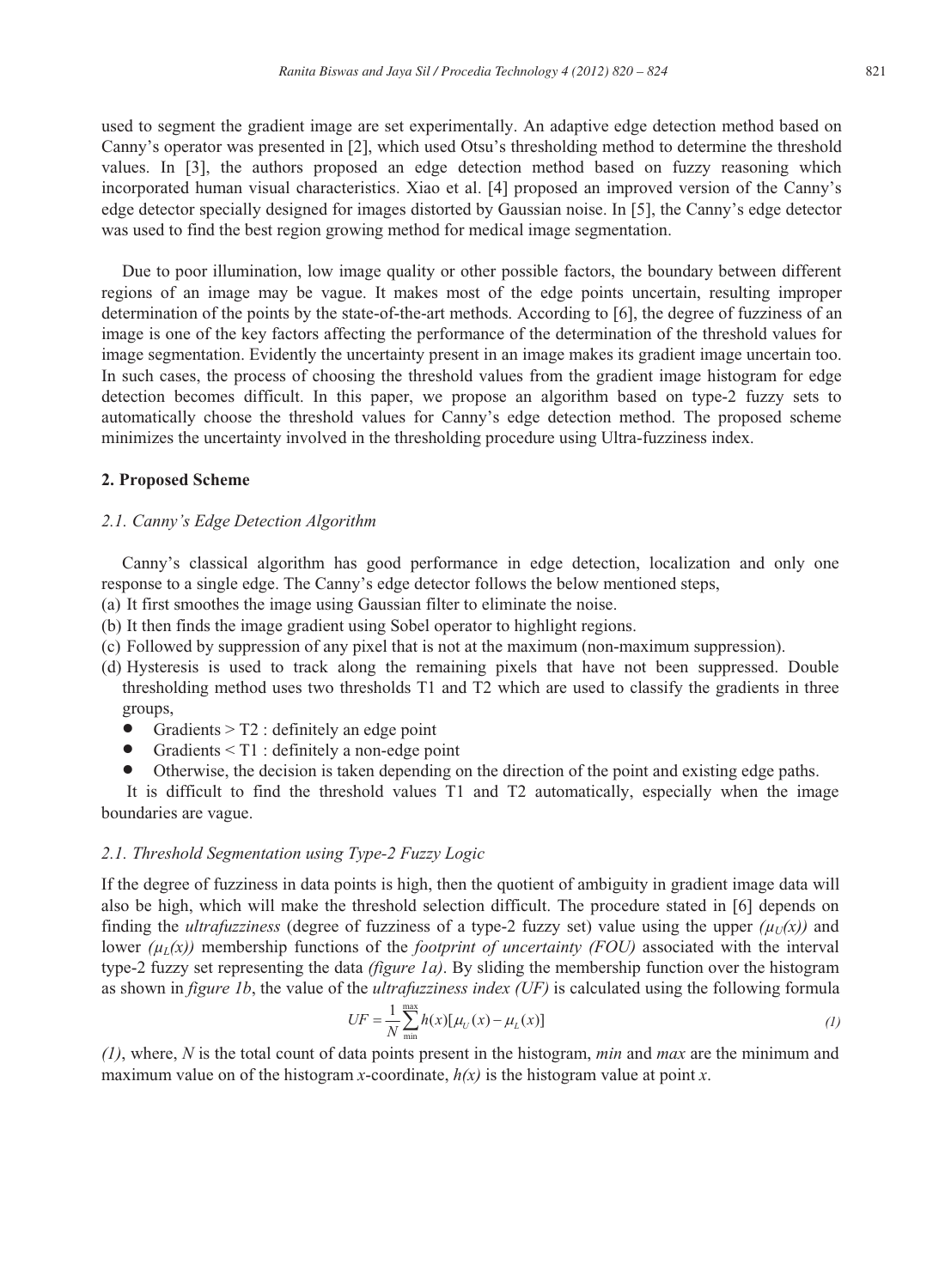used to segment the gradient image are set experimentally. An adaptive edge detection method based on Canny's operator was presented in [2], which used Otsu's thresholding method to determine the threshold values. In [3], the authors proposed an edge detection method based on fuzzy reasoning which incorporated human visual characteristics. Xiao et al. [4] proposed an improved version of the Canny's edge detector specially designed for images distorted by Gaussian noise. In [5], the Canny's edge detector was used to find the best region growing method for medical image segmentation.

Due to poor illumination, low image quality or other possible factors, the boundary between different regions of an image may be vague. It makes most of the edge points uncertain, resulting improper determination of the points by the state-of-the-art methods. According to [6], the degree of fuzziness of an image is one of the key factors affecting the performance of the determination of the threshold values for image segmentation. Evidently the uncertainty present in an image makes its gradient image uncertain too. In such cases, the process of choosing the threshold values from the gradient image histogram for edge detection becomes difficult. In this paper, we propose an algorithm based on type-2 fuzzy sets to automatically choose the threshold values for Canny's edge detection method. The proposed scheme minimizes the uncertainty involved in the thresholding procedure using Ultra-fuzziness index.

## 2. Proposed Scheme

### *2.1. Canny's Edge Detection Algorithm*

Canny's classical algorithm has good performance in edge detection, localization and only one response to a single edge. The Canny's edge detector follows the below mentioned steps,

(a) It first smoothes the image using Gaussian filter to eliminate the noise.
(b) It then finds the image gradient using Sobel operator to highlight regions.
(c) Followed by suppression of any pixel that is not at the maximum (non-maximum suppression).
(d) Hysteresis is used to track along the remaining pixels that have not been suppressed. Double thresholding method uses two thresholds T1 and T2 which are used to classify the gradients in three groups,
   - Gradients > T2 : definitely an edge point
   - Gradients < T1 : definitely a non-edge point
   - Otherwise, the decision is taken depending on the direction of the point and existing edge paths.

It is difficult to find the threshold values T1 and T2 automatically, especially when the image boundaries are vague.

### *2.1. Threshold Segmentation using Type-2 Fuzzy Logic*

If the degree of fuzziness in data points is high, then the quotient of ambiguity in gradient image data will also be high, which will make the threshold selection difficult. The procedure stated in [6] depends on finding the *ultrafuzziness* (degree of fuzziness of a type-2 fuzzy set) value using the upper *($\mu_U(x)$)* and lower *($\mu_L(x)$)* membership functions of the *footprint of uncertainty (FOU)* associated with the interval type-2 fuzzy set representing the data *(figure 1a)*. By sliding the membership function over the histogram as shown in *figure 1b*, the value of the *ultrafuzziness index (UF)* is calculated using the following formula

$$UF = \frac{1}{N}\sum_{\min}^{\max} h(x)[\mu_U(x) - \mu_L(x)] \tag{1}$$

*(1)*, where, $N$ is the total count of data points present in the histogram, *min* and *max* are the minimum and maximum value on of the histogram *x*-coordinate, $h(x)$ is the histogram value at point $x$.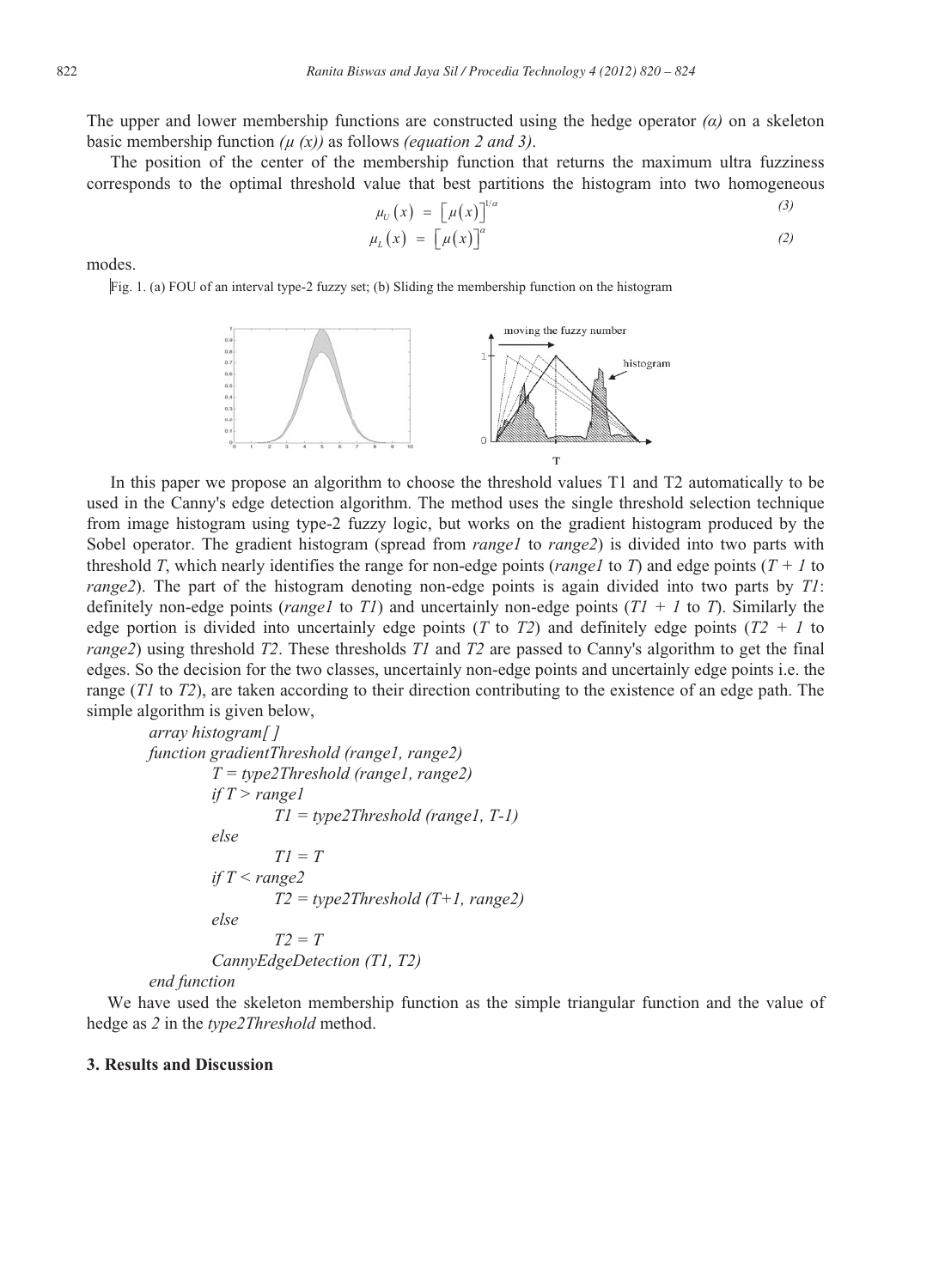The upper and lower membership functions are constructed using the hedge operator *(α)* on a skeleton basic membership function *(μ (x))* as follows *(equation 2 and 3)*.

The position of the center of the membership function that returns the maximum ultra fuzziness corresponds to the optimal threshold value that best partitions the histogram into two homogeneous modes.

$$\mu_U(x) = \left[\mu(x)\right]^{1/\alpha} \quad (3)$$

$$\mu_L(x) = \left[\mu(x)\right]^{\alpha} \quad (2)$$

Fig. 1. (a) FOU of an interval type-2 fuzzy set; (b) Sliding the membership function on the histogram

In this paper we propose an algorithm to choose the threshold values T1 and T2 automatically to be used in the Canny's edge detection algorithm. The method uses the single threshold selection technique from image histogram using type-2 fuzzy logic, but works on the gradient histogram produced by the Sobel operator. The gradient histogram (spread from *range1* to *range2*) is divided into two parts with threshold *T*, which nearly identifies the range for non-edge points (*range1* to *T*) and edge points (*T + 1* to *range2*). The part of the histogram denoting non-edge points is again divided into two parts by *T1*: definitely non-edge points (*range1* to *T1*) and uncertainly non-edge points (*T1 + 1* to *T*). Similarly the edge portion is divided into uncertainly edge points (*T* to *T2*) and definitely edge points (*T2 + 1* to *range2*) using threshold *T2*. These thresholds *T1* and *T2* are passed to Canny's algorithm to get the final edges. So the decision for the two classes, uncertainly non-edge points and uncertainly edge points i.e. the range (*T1* to *T2*), are taken according to their direction contributing to the existence of an edge path. The simple algorithm is given below,

```
array histogram[ ]
function gradientThreshold (range1, range2)
        T = type2Threshold (range1, range2)
        if T > range1
                T1 = type2Threshold (range1, T-1)
        else
                T1 = T
        if T < range2
                T2 = type2Threshold (T+1, range2)
        else
                T2 = T
        CannyEdgeDetection (T1, T2)
end function
```

We have used the skeleton membership function as the simple triangular function and the value of hedge as *2* in the *type2Threshold* method.

## 3. Results and Discussion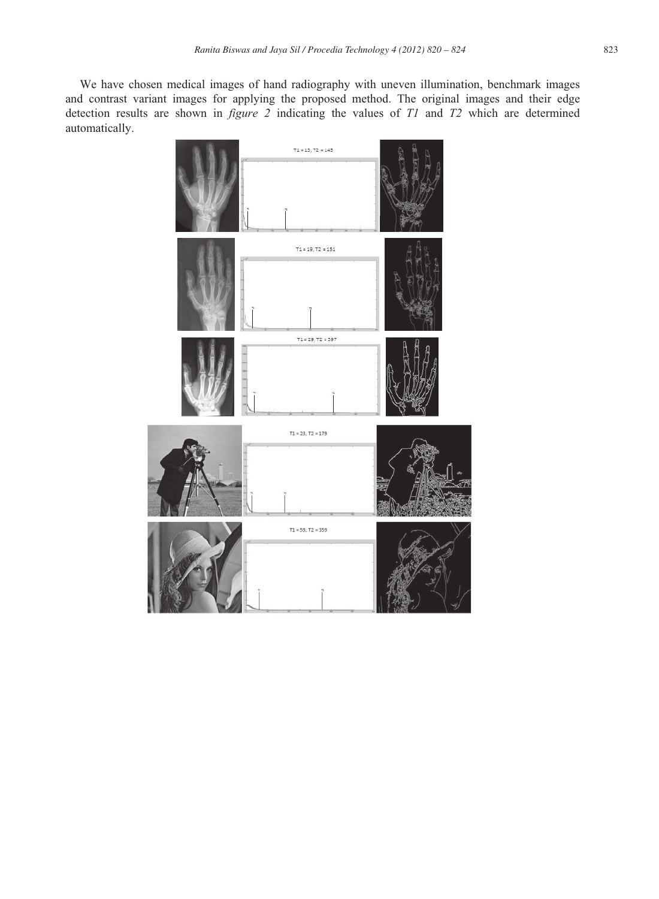We have chosen medical images of hand radiography with uneven illumination, benchmark images and contrast variant images for applying the proposed method. The original images and their edge detection results are shown in *figure 2* indicating the values of *T1* and *T2* which are determined automatically.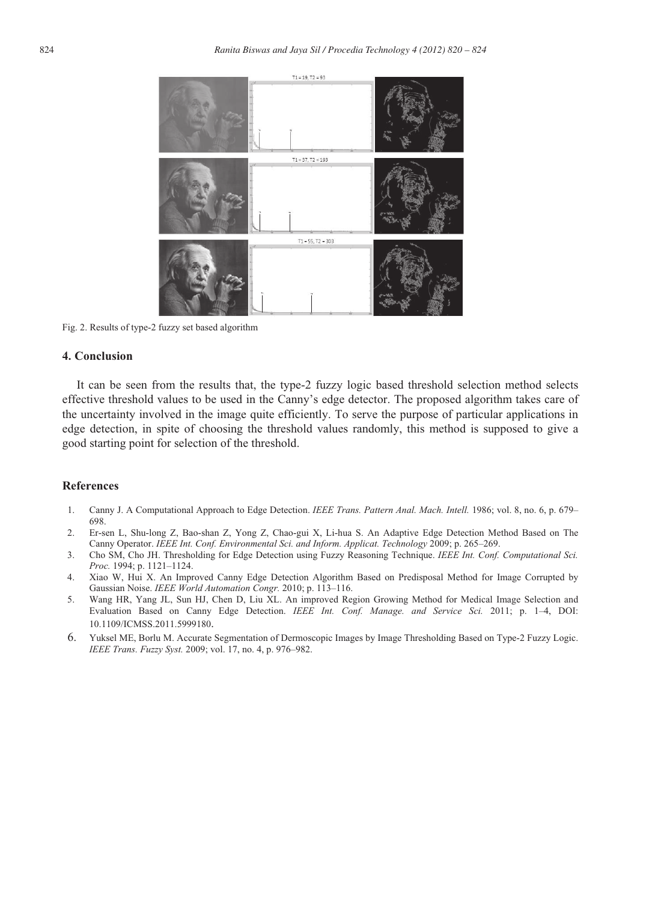T1 = 19, T2 = 93

T1 = 37, T2 = 193

T1 = 55, T2 = 303

Fig. 2. Results of type-2 fuzzy set based algorithm

## 4. Conclusion

It can be seen from the results that, the type-2 fuzzy logic based threshold selection method selects effective threshold values to be used in the Canny's edge detector. The proposed algorithm takes care of the uncertainty involved in the image quite efficiently. To serve the purpose of particular applications in edge detection, in spite of choosing the threshold values randomly, this method is supposed to give a good starting point for selection of the threshold.

## References

1. Canny J. A Computational Approach to Edge Detection. *IEEE Trans. Pattern Anal. Mach. Intell.* 1986; vol. 8, no. 6, p. 679–698.
2. Er-sen L, Shu-long Z, Bao-shan Z, Yong Z, Chao-gui X, Li-hua S. An Adaptive Edge Detection Method Based on The Canny Operator. *IEEE Int. Conf. Environmental Sci. and Inform. Applicat. Technology* 2009; p. 265–269.
3. Cho SM, Cho JH. Thresholding for Edge Detection using Fuzzy Reasoning Technique. *IEEE Int. Conf. Computational Sci. Proc.* 1994; p. 1121–1124.
4. Xiao W, Hui X. An Improved Canny Edge Detection Algorithm Based on Predisposal Method for Image Corrupted by Gaussian Noise. *IEEE World Automation Congr.* 2010; p. 113–116.
5. Wang HR, Yang JL, Sun HJ, Chen D, Liu XL. An improved Region Growing Method for Medical Image Selection and Evaluation Based on Canny Edge Detection. *IEEE Int. Conf. Manage. and Service Sci.* 2011; p. 1–4, DOI: 10.1109/ICMSS.2011.5999180.
6. Yuksel ME, Borlu M. Accurate Segmentation of Dermoscopic Images by Image Thresholding Based on Type-2 Fuzzy Logic. *IEEE Trans. Fuzzy Syst.* 2009; vol. 17, no. 4, p. 976–982.